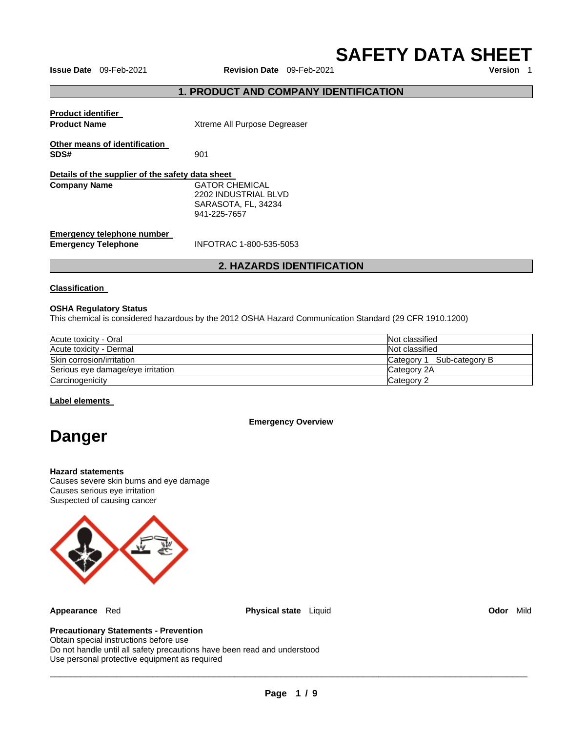# SAFETY DATA SHEET

**Issue Date** 09-Feb-2021 **Revision Date** 09-Feb-2021 **Version** 1

## 1. PRODUCT AND COMPANY IDENTIFICATION

**Product identifier**

**Product Name** Xtreme All Purpose Degreaser

**Other means of identification**

**SDS#** 901

**Details of the supplier of the safety data sheet**

**Company Name** GATOR CHEMICAL
2202 INDUSTRIAL BLVD
SARASOTA, FL, 34234
941-225-7657

**Emergency telephone number**

**Emergency Telephone** INFOTRAC 1-800-535-5053

## 2. HAZARDS IDENTIFICATION

**Classification**

**OSHA Regulatory Status**

This chemical is considered hazardous by the 2012 OSHA Hazard Communication Standard (29 CFR 1910.1200)

| | |
|---|---|
| Acute toxicity - Oral | Not classified |
| Acute toxicity - Dermal | Not classified |
| Skin corrosion/irritation | Category 1 Sub-category B |
| Serious eye damage/eye irritation | Category 2A |
| Carcinogenicity | Category 2 |

**Label elements**

**Emergency Overview**

# Danger

**Hazard statements**

Causes severe skin burns and eye damage
Causes serious eye irritation
Suspected of causing cancer

**Appearance** Red **Physical state** Liquid **Odor** Mild

**Precautionary Statements - Prevention**

Obtain special instructions before use
Do not handle until all safety precautions have been read and understood
Use personal protective equipment as required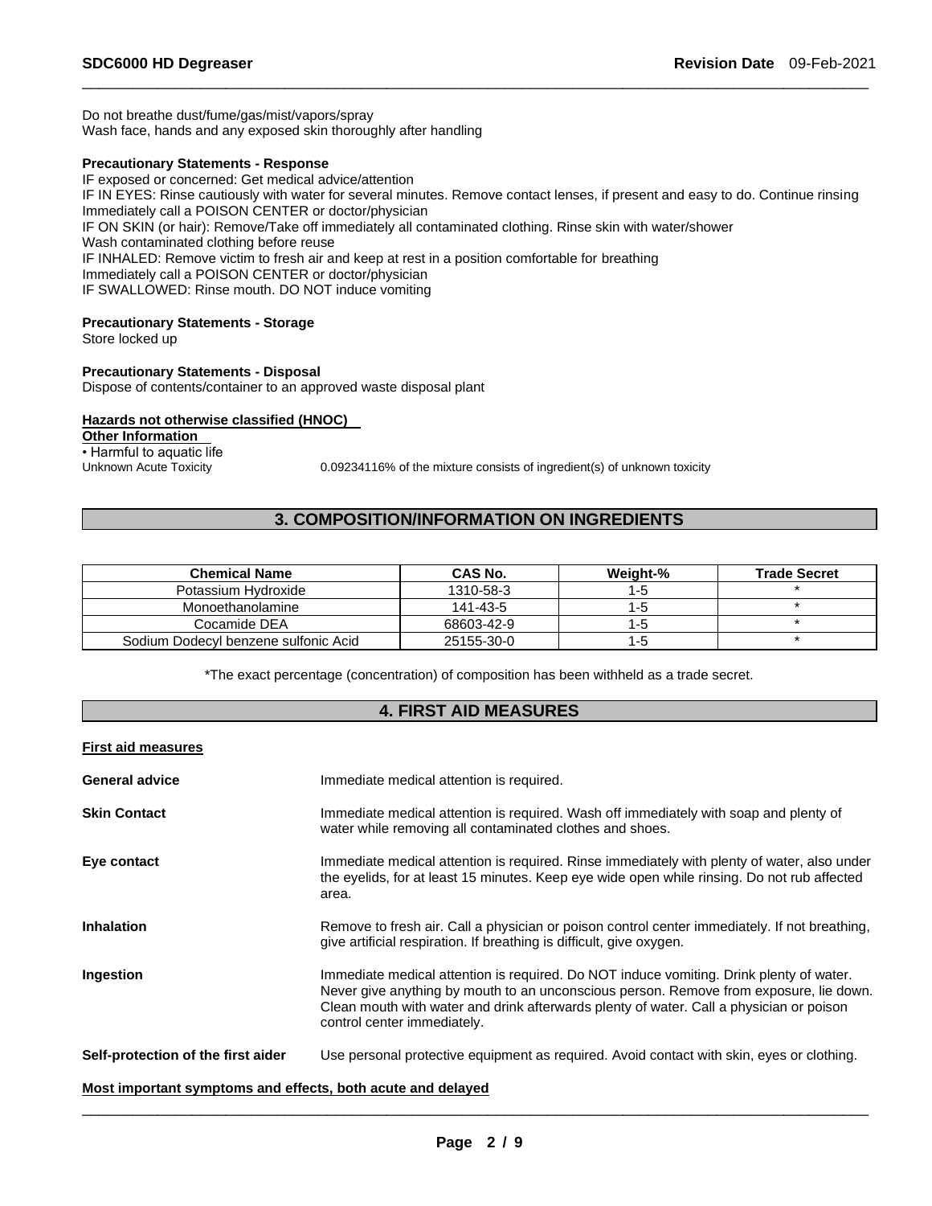Do not breathe dust/fume/gas/mist/vapors/spray
Wash face, hands and any exposed skin thoroughly after handling

**Precautionary Statements - Response**
IF exposed or concerned: Get medical advice/attention
IF IN EYES: Rinse cautiously with water for several minutes. Remove contact lenses, if present and easy to do. Continue rinsing
Immediately call a POISON CENTER or doctor/physician
IF ON SKIN (or hair): Remove/Take off immediately all contaminated clothing. Rinse skin with water/shower
Wash contaminated clothing before reuse
IF INHALED: Remove victim to fresh air and keep at rest in a position comfortable for breathing
Immediately call a POISON CENTER or doctor/physician
IF SWALLOWED: Rinse mouth. DO NOT induce vomiting

**Precautionary Statements - Storage**
Store locked up

**Precautionary Statements - Disposal**
Dispose of contents/container to an approved waste disposal plant

**Hazards not otherwise classified (HNOC)**

**Other Information**
• Harmful to aquatic life

Unknown Acute Toxicity    0.09234116% of the mixture consists of ingredient(s) of unknown toxicity

## 3. COMPOSITION/INFORMATION ON INGREDIENTS

| Chemical Name | CAS No. | Weight-% | Trade Secret |
|---|---|---|---|
| Potassium Hydroxide | 1310-58-3 | 1-5 | * |
| Monoethanolamine | 141-43-5 | 1-5 | * |
| Cocamide DEA | 68603-42-9 | 1-5 | * |
| Sodium Dodecyl benzene sulfonic Acid | 25155-30-0 | 1-5 | * |

*The exact percentage (concentration) of composition has been withheld as a trade secret.

## 4. FIRST AID MEASURES

**First aid measures**

**General advice** Immediate medical attention is required.

**Skin Contact** Immediate medical attention is required. Wash off immediately with soap and plenty of water while removing all contaminated clothes and shoes.

**Eye contact** Immediate medical attention is required. Rinse immediately with plenty of water, also under the eyelids, for at least 15 minutes. Keep eye wide open while rinsing. Do not rub affected area.

**Inhalation** Remove to fresh air. Call a physician or poison control center immediately. If not breathing, give artificial respiration. If breathing is difficult, give oxygen.

**Ingestion** Immediate medical attention is required. Do NOT induce vomiting. Drink plenty of water. Never give anything by mouth to an unconscious person. Remove from exposure, lie down. Clean mouth with water and drink afterwards plenty of water. Call a physician or poison control center immediately.

**Self-protection of the first aider** Use personal protective equipment as required. Avoid contact with skin, eyes or clothing.

**Most important symptoms and effects, both acute and delayed**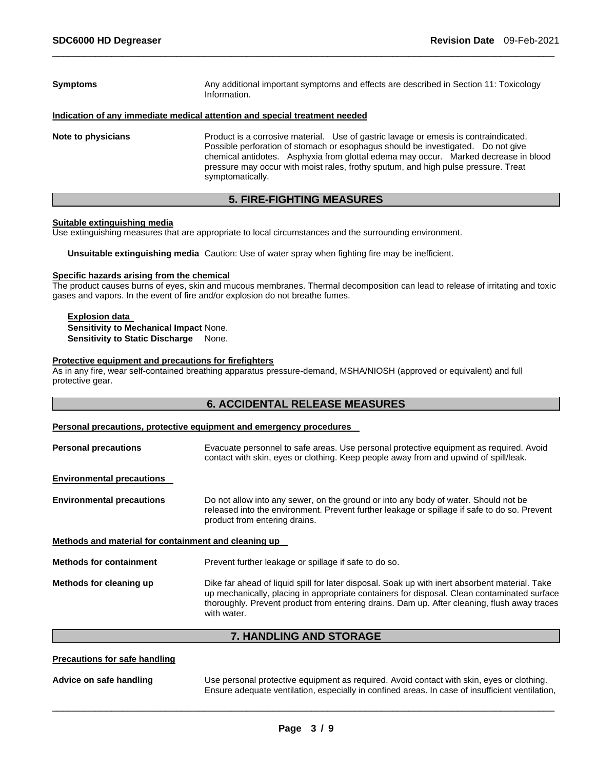**Symptoms** Any additional important symptoms and effects are described in Section 11: Toxicology Information.

**Indication of any immediate medical attention and special treatment needed**

**Note to physicians** Product is a corrosive material. Use of gastric lavage or emesis is contraindicated. Possible perforation of stomach or esophagus should be investigated. Do not give chemical antidotes. Asphyxia from glottal edema may occur. Marked decrease in blood pressure may occur with moist rales, frothy sputum, and high pulse pressure. Treat symptomatically.

## 5. FIRE-FIGHTING MEASURES

**Suitable extinguishing media**

Use extinguishing measures that are appropriate to local circumstances and the surrounding environment.

**Unsuitable extinguishing media** Caution: Use of water spray when fighting fire may be inefficient.

**Specific hazards arising from the chemical**

The product causes burns of eyes, skin and mucous membranes. Thermal decomposition can lead to release of irritating and toxic gases and vapors. In the event of fire and/or explosion do not breathe fumes.

**Explosion data**

**Sensitivity to Mechanical Impact** None.

**Sensitivity to Static Discharge** None.

**Protective equipment and precautions for firefighters**

As in any fire, wear self-contained breathing apparatus pressure-demand, MSHA/NIOSH (approved or equivalent) and full protective gear.

## 6. ACCIDENTAL RELEASE MEASURES

**Personal precautions, protective equipment and emergency procedures**

**Personal precautions** Evacuate personnel to safe areas. Use personal protective equipment as required. Avoid contact with skin, eyes or clothing. Keep people away from and upwind of spill/leak.

**Environmental precautions**

**Environmental precautions** Do not allow into any sewer, on the ground or into any body of water. Should not be released into the environment. Prevent further leakage or spillage if safe to do so. Prevent product from entering drains.

**Methods and material for containment and cleaning up**

**Methods for containment** Prevent further leakage or spillage if safe to do so.

**Methods for cleaning up** Dike far ahead of liquid spill for later disposal. Soak up with inert absorbent material. Take up mechanically, placing in appropriate containers for disposal. Clean contaminated surface thoroughly. Prevent product from entering drains. Dam up. After cleaning, flush away traces with water.

## 7. HANDLING AND STORAGE

**Precautions for safe handling**

**Advice on safe handling** Use personal protective equipment as required. Avoid contact with skin, eyes or clothing. Ensure adequate ventilation, especially in confined areas. In case of insufficient ventilation,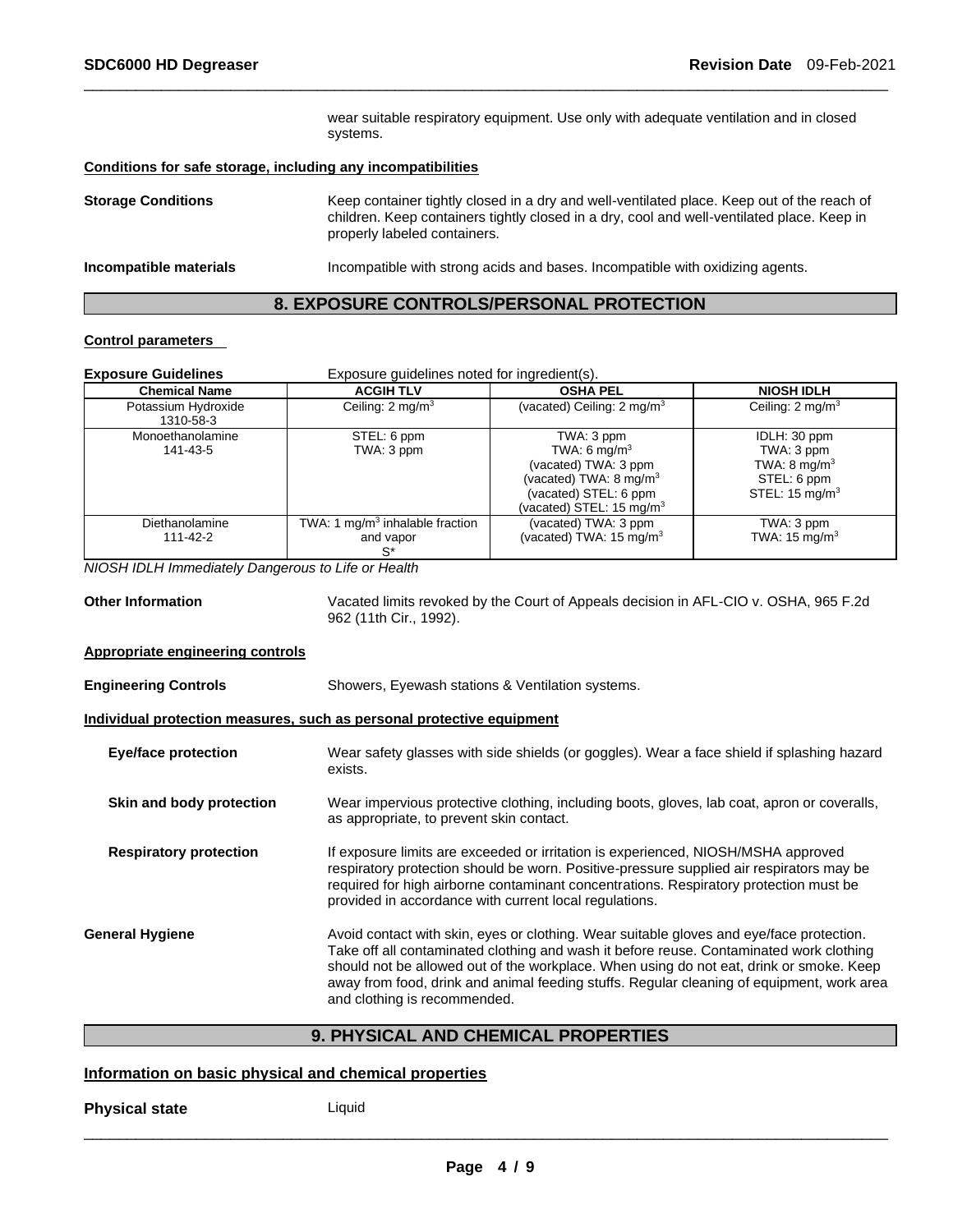wear suitable respiratory equipment. Use only with adequate ventilation and in closed systems.

**Conditions for safe storage, including any incompatibilities**

**Storage Conditions** Keep container tightly closed in a dry and well-ventilated place. Keep out of the reach of children. Keep containers tightly closed in a dry, cool and well-ventilated place. Keep in properly labeled containers.

**Incompatible materials** Incompatible with strong acids and bases. Incompatible with oxidizing agents.

## 8. EXPOSURE CONTROLS/PERSONAL PROTECTION

**Control parameters**

**Exposure Guidelines** Exposure guidelines noted for ingredient(s).

| Chemical Name | ACGIH TLV | OSHA PEL | NIOSH IDLH |
|---|---|---|---|
| Potassium Hydroxide 1310-58-3 | Ceiling: 2 mg/m$^3$ | (vacated) Ceiling: 2 mg/m$^3$ | Ceiling: 2 mg/m$^3$ |
| Monoethanolamine 141-43-5 | STEL: 6 ppm TWA: 3 ppm | TWA: 3 ppm TWA: 6 mg/m$^3$ (vacated) TWA: 3 ppm (vacated) TWA: 8 mg/m$^3$ (vacated) STEL: 6 ppm (vacated) STEL: 15 mg/m$^3$ | IDLH: 30 ppm TWA: 3 ppm TWA: 8 mg/m$^3$ STEL: 6 ppm STEL: 15 mg/m$^3$ |
| Diethanolamine 111-42-2 | TWA: 1 mg/m$^3$ inhalable fraction and vapor S* | (vacated) TWA: 3 ppm (vacated) TWA: 15 mg/m$^3$ | TWA: 3 ppm TWA: 15 mg/m$^3$ |

*NIOSH IDLH Immediately Dangerous to Life or Health*

**Other Information** Vacated limits revoked by the Court of Appeals decision in AFL-CIO v. OSHA, 965 F.2d 962 (11th Cir., 1992).

**Appropriate engineering controls**

**Engineering Controls** Showers, Eyewash stations & Ventilation systems.

**Individual protection measures, such as personal protective equipment**

**Eye/face protection** Wear safety glasses with side shields (or goggles). Wear a face shield if splashing hazard exists.

**Skin and body protection** Wear impervious protective clothing, including boots, gloves, lab coat, apron or coveralls, as appropriate, to prevent skin contact.

**Respiratory protection** If exposure limits are exceeded or irritation is experienced, NIOSH/MSHA approved respiratory protection should be worn. Positive-pressure supplied air respirators may be required for high airborne contaminant concentrations. Respiratory protection must be provided in accordance with current local regulations.

**General Hygiene** Avoid contact with skin, eyes or clothing. Wear suitable gloves and eye/face protection. Take off all contaminated clothing and wash it before reuse. Contaminated work clothing should not be allowed out of the workplace. When using do not eat, drink or smoke. Keep away from food, drink and animal feeding stuffs. Regular cleaning of equipment, work area and clothing is recommended.

## 9. PHYSICAL AND CHEMICAL PROPERTIES

**Information on basic physical and chemical properties**

**Physical state** Liquid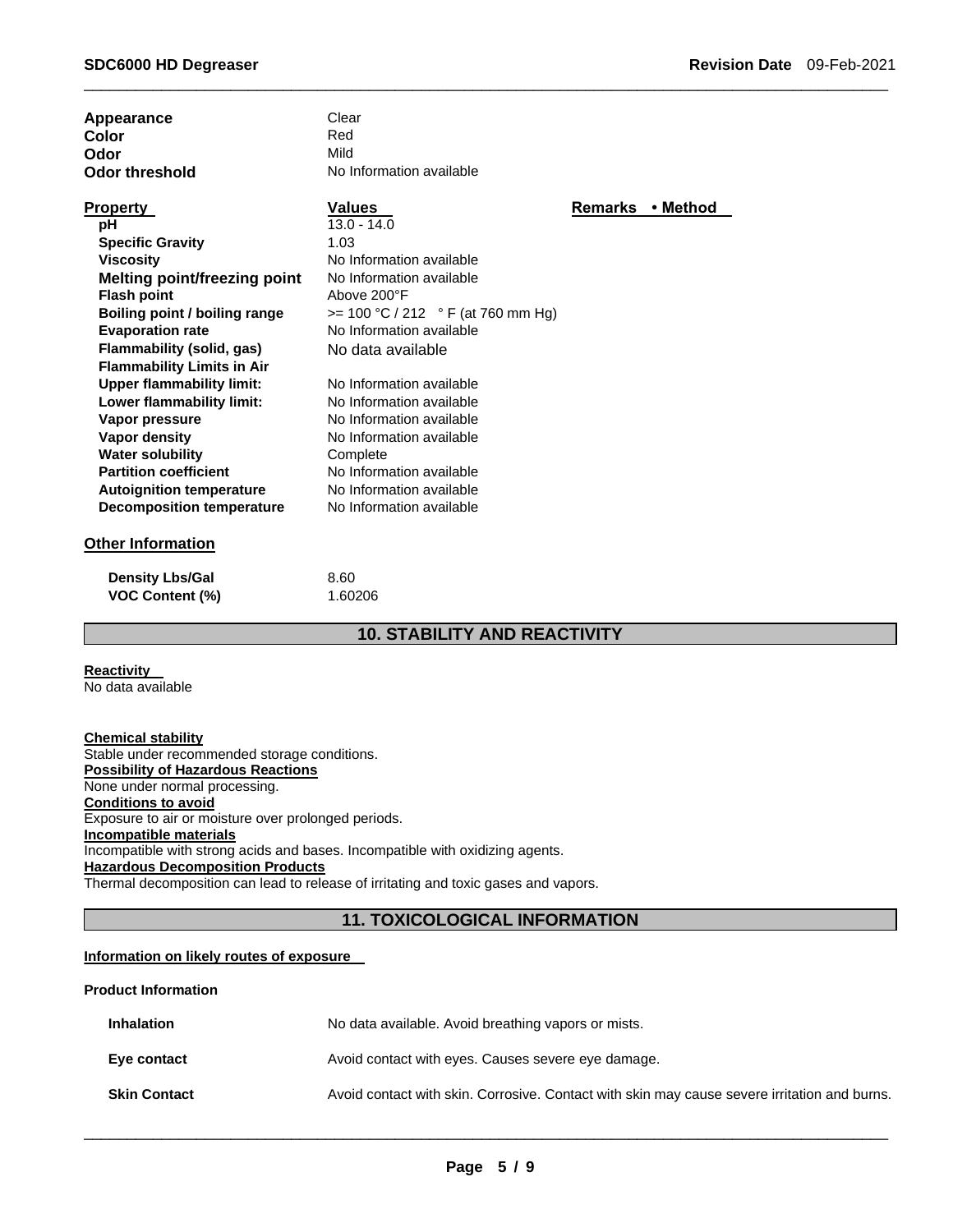| | |
|---|---|
| **Appearance** | Clear |
| **Color** | Red |
| **Odor** | Mild |
| **Odor threshold** | No Information available |

| **Property** | **Values** | **Remarks • Method** |
|---|---|---|
| **pH** | 13.0 - 14.0 | |
| **Specific Gravity** | 1.03 | |
| **Viscosity** | No Information available | |
| **Melting point/freezing point** | No Information available | |
| **Flash point** | Above 200°F | |
| **Boiling point / boiling range** | >= 100 °C / 212 ° F (at 760 mm Hg) | |
| **Evaporation rate** | No Information available | |
| **Flammability (solid, gas)** | No data available | |
| **Flammability Limits in Air** | | |
| **Upper flammability limit:** | No Information available | |
| **Lower flammability limit:** | No Information available | |
| **Vapor pressure** | No Information available | |
| **Vapor density** | No Information available | |
| **Water solubility** | Complete | |
| **Partition coefficient** | No Information available | |
| **Autoignition temperature** | No Information available | |
| **Decomposition temperature** | No Information available | |

**Other Information**

| | |
|---|---|
| **Density Lbs/Gal** | 8.60 |
| **VOC Content (%)** | 1.60206 |

## 10. STABILITY AND REACTIVITY

**Reactivity**

No data available

**Chemical stability**

Stable under recommended storage conditions.

**Possibility of Hazardous Reactions**

None under normal processing.

**Conditions to avoid**

Exposure to air or moisture over prolonged periods.

**Incompatible materials**

Incompatible with strong acids and bases. Incompatible with oxidizing agents.

**Hazardous Decomposition Products**

Thermal decomposition can lead to release of irritating and toxic gases and vapors.

## 11. TOXICOLOGICAL INFORMATION

**Information on likely routes of exposure**

**Product Information**

| | |
|---|---|
| **Inhalation** | No data available. Avoid breathing vapors or mists. |
| **Eye contact** | Avoid contact with eyes. Causes severe eye damage. |
| **Skin Contact** | Avoid contact with skin. Corrosive. Contact with skin may cause severe irritation and burns. |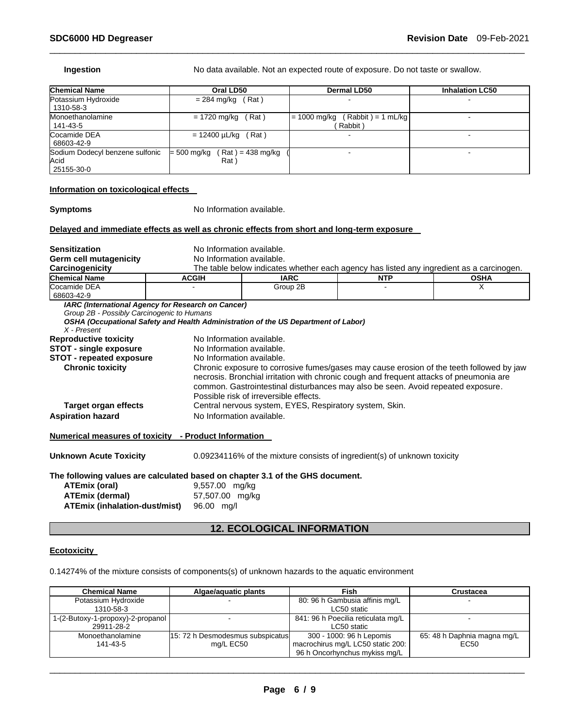**Ingestion** No data available. Not an expected route of exposure. Do not taste or swallow.

| Chemical Name | Oral LD50 | Dermal LD50 | Inhalation LC50 |
|---|---|---|---|
| Potassium Hydroxide 1310-58-3 | = 284 mg/kg ( Rat ) | - | - |
| Monoethanolamine 141-43-5 | = 1720 mg/kg ( Rat ) | = 1000 mg/kg ( Rabbit ) = 1 mL/kg ( Rabbit ) | - |
| Cocamide DEA 68603-42-9 | = 12400 µL/kg ( Rat ) | - | - |
| Sodium Dodecyl benzene sulfonic Acid 25155-30-0 | = 500 mg/kg ( Rat ) = 438 mg/kg ( Rat ) | - | - |

**Information on toxicological effects**

**Symptoms** No Information available.

**Delayed and immediate effects as well as chronic effects from short and long-term exposure**

**Sensitization** No Information available.
**Germ cell mutagenicity** No Information available.
**Carcinogenicity** The table below indicates whether each agency has listed any ingredient as a carcinogen.

| Chemical Name | ACGIH | IARC | NTP | OSHA |
|---|---|---|---|---|
| Cocamide DEA 68603-42-9 | - | Group 2B | - | X |

*IARC (International Agency for Research on Cancer)*
*Group 2B - Possibly Carcinogenic to Humans*
*OSHA (Occupational Safety and Health Administration of the US Department of Labor)*
*X - Present*

**Reproductive toxicity** No Information available.
**STOT - single exposure** No Information available.
**STOT - repeated exposure** No Information available.
**Chronic toxicity** Chronic exposure to corrosive fumes/gases may cause erosion of the teeth followed by jaw necrosis. Bronchial irritation with chronic cough and frequent attacks of pneumonia are common. Gastrointestinal disturbances may also be seen. Avoid repeated exposure. Possible risk of irreversible effects.
**Target organ effects** Central nervous system, EYES, Respiratory system, Skin.
**Aspiration hazard** No Information available.

**Numerical measures of toxicity - Product Information**

**Unknown Acute Toxicity** 0.09234116% of the mixture consists of ingredient(s) of unknown toxicity

**The following values are calculated based on chapter 3.1 of the GHS document.**

**ATEmix (oral)** 9,557.00 mg/kg
**ATEmix (dermal)** 57,507.00 mg/kg
**ATEmix (inhalation-dust/mist)** 96.00 mg/l

## 12. ECOLOGICAL INFORMATION

**Ecotoxicity**

0.14274% of the mixture consists of components(s) of unknown hazards to the aquatic environment

| Chemical Name | Algae/aquatic plants | Fish | Crustacea |
|---|---|---|---|
| Potassium Hydroxide 1310-58-3 | - | 80: 96 h Gambusia affinis mg/L LC50 static | - |
| 1-(2-Butoxy-1-propoxy)-2-propanol 29911-28-2 | - | 841: 96 h Poecilia reticulata mg/L LC50 static | - |
| Monoethanolamine 141-43-5 | 15: 72 h Desmodesmus subspicatus mg/L EC50 | 300 - 1000: 96 h Lepomis macrochirus mg/L LC50 static 200: 96 h Oncorhynchus mykiss mg/L | 65: 48 h Daphnia magna mg/L EC50 |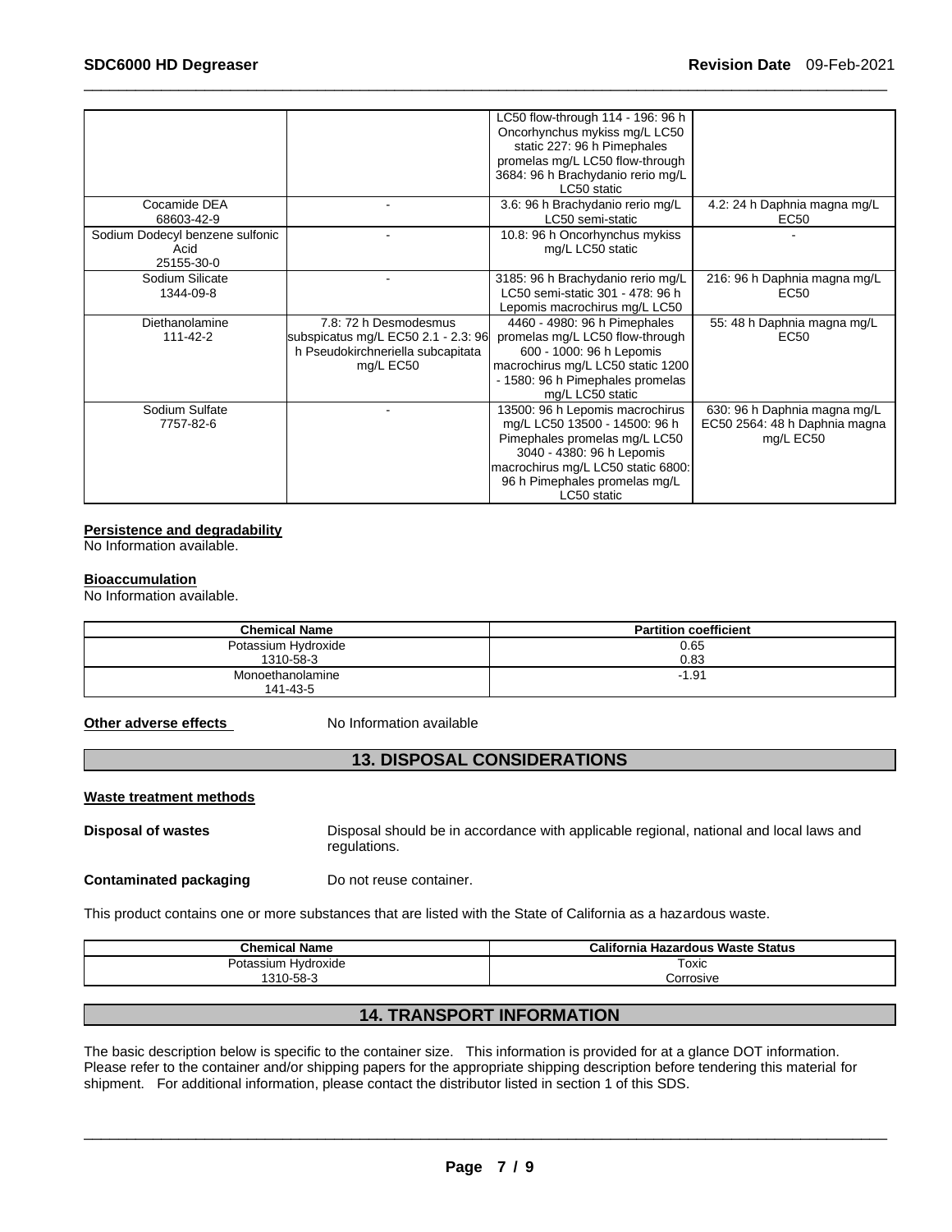| | | | |
|---|---|---|---|
| | | LC50 flow-through 114 - 196: 96 h Oncorhynchus mykiss mg/L LC50 static 227: 96 h Pimephales promelas mg/L LC50 flow-through 3684: 96 h Brachydanio rerio mg/L LC50 static | |
| Cocamide DEA<br>68603-42-9 | - | 3.6: 96 h Brachydanio rerio mg/L LC50 semi-static | 4.2: 24 h Daphnia magna mg/L EC50 |
| Sodium Dodecyl benzene sulfonic Acid<br>25155-30-0 | - | 10.8: 96 h Oncorhynchus mykiss mg/L LC50 static | - |
| Sodium Silicate<br>1344-09-8 | - | 3185: 96 h Brachydanio rerio mg/L LC50 semi-static 301 - 478: 96 h Lepomis macrochirus mg/L LC50 | 216: 96 h Daphnia magna mg/L EC50 |
| Diethanolamine<br>111-42-2 | 7.8: 72 h Desmodesmus subspicatus mg/L EC50 2.1 - 2.3: 96 h Pseudokirchneriella subcapitata mg/L EC50 | 4460 - 4980: 96 h Pimephales promelas mg/L LC50 flow-through 600 - 1000: 96 h Lepomis macrochirus mg/L LC50 static 1200 - 1580: 96 h Pimephales promelas mg/L LC50 static | 55: 48 h Daphnia magna mg/L EC50 |
| Sodium Sulfate<br>7757-82-6 | - | 13500: 96 h Lepomis macrochirus mg/L LC50 13500 - 14500: 96 h Pimephales promelas mg/L LC50 3040 - 4380: 96 h Lepomis macrochirus mg/L LC50 static 6800: 96 h Pimephales promelas mg/L LC50 static | 630: 96 h Daphnia magna mg/L EC50 2564: 48 h Daphnia magna mg/L EC50 |

**Persistence and degradability**

No Information available.

**Bioaccumulation**

No Information available.

| Chemical Name | Partition coefficient |
|---|---|
| Potassium Hydroxide<br>1310-58-3 | 0.65<br>0.83 |
| Monoethanolamine<br>141-43-5 | -1.91 |

**Other adverse effects** No Information available

## 13. DISPOSAL CONSIDERATIONS

**Waste treatment methods**

**Disposal of wastes** Disposal should be in accordance with applicable regional, national and local laws and regulations.

**Contaminated packaging** Do not reuse container.

This product contains one or more substances that are listed with the State of California as a hazardous waste.

| Chemical Name | California Hazardous Waste Status |
|---|---|
| Potassium Hydroxide<br>1310-58-3 | Toxic<br>Corrosive |

## 14. TRANSPORT INFORMATION

The basic description below is specific to the container size. This information is provided for at a glance DOT information. Please refer to the container and/or shipping papers for the appropriate shipping description before tendering this material for shipment. For additional information, please contact the distributor listed in section 1 of this SDS.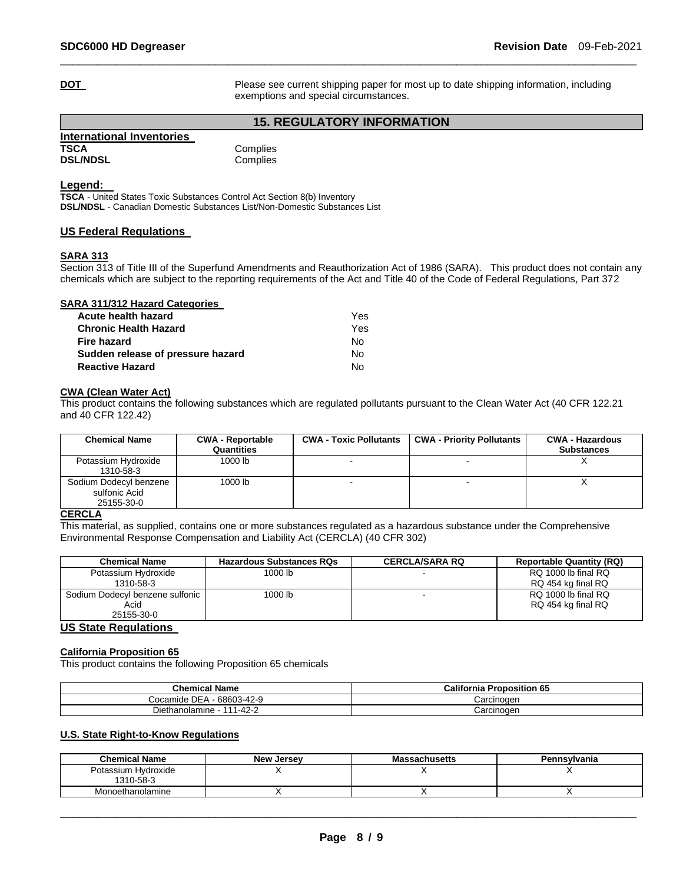**DOT** Please see current shipping paper for most up to date shipping information, including exemptions and special circumstances.

## 15. REGULATORY INFORMATION

**International Inventories**

**TSCA** Complies
**DSL/NDSL** Complies

**Legend:**

**TSCA** - United States Toxic Substances Control Act Section 8(b) Inventory
**DSL/NDSL** - Canadian Domestic Substances List/Non-Domestic Substances List

### US Federal Regulations

**SARA 313**

Section 313 of Title III of the Superfund Amendments and Reauthorization Act of 1986 (SARA). This product does not contain any chemicals which are subject to the reporting requirements of the Act and Title 40 of the Code of Federal Regulations, Part 372

**SARA 311/312 Hazard Categories**

| | |
|---|---|
| **Acute health hazard** | Yes |
| **Chronic Health Hazard** | Yes |
| **Fire hazard** | No |
| **Sudden release of pressure hazard** | No |
| **Reactive Hazard** | No |

**CWA (Clean Water Act)**

This product contains the following substances which are regulated pollutants pursuant to the Clean Water Act (40 CFR 122.21 and 40 CFR 122.42)

| Chemical Name | CWA - Reportable Quantities | CWA - Toxic Pollutants | CWA - Priority Pollutants | CWA - Hazardous Substances |
|---|---|---|---|---|
| Potassium Hydroxide 1310-58-3 | 1000 lb | - | - | X |
| Sodium Dodecyl benzene sulfonic Acid 25155-30-0 | 1000 lb | - | - | X |

**CERCLA**

This material, as supplied, contains one or more substances regulated as a hazardous substance under the Comprehensive Environmental Response Compensation and Liability Act (CERCLA) (40 CFR 302)

| Chemical Name | Hazardous Substances RQs | CERCLA/SARA RQ | Reportable Quantity (RQ) |
|---|---|---|---|
| Potassium Hydroxide 1310-58-3 | 1000 lb | - | RQ 1000 lb final RQ<br>RQ 454 kg final RQ |
| Sodium Dodecyl benzene sulfonic Acid 25155-30-0 | 1000 lb | - | RQ 1000 lb final RQ<br>RQ 454 kg final RQ |

### US State Regulations

**California Proposition 65**

This product contains the following Proposition 65 chemicals

| Chemical Name | California Proposition 65 |
|---|---|
| Cocamide DEA - 68603-42-9 | Carcinogen |
| Diethanolamine - 111-42-2 | Carcinogen |

**U.S. State Right-to-Know Regulations**

| Chemical Name | New Jersey | Massachusetts | Pennsylvania |
|---|---|---|---|
| Potassium Hydroxide 1310-58-3 | X | X | X |
| Monoethanolamine | X | X | X |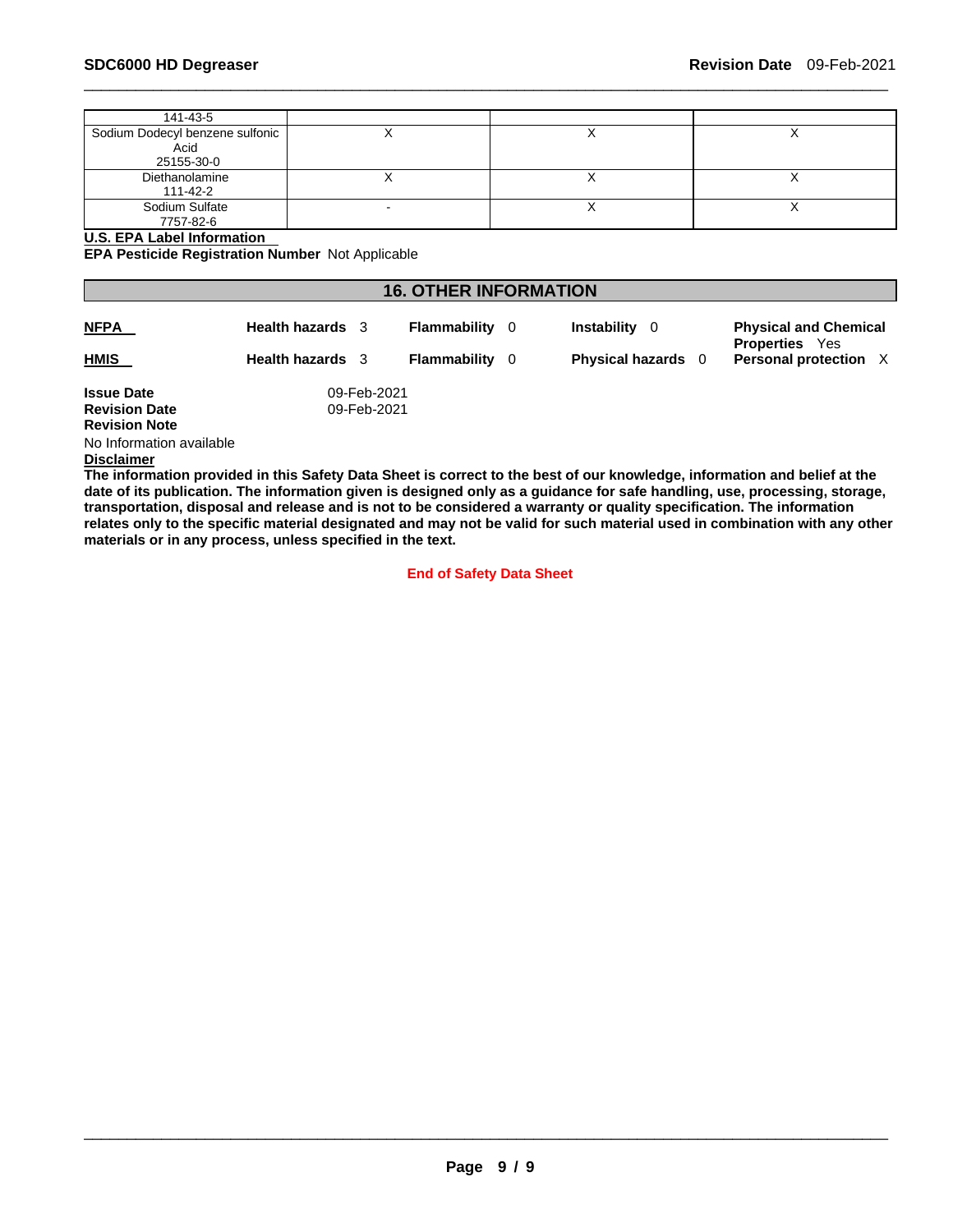| | | | |
|---|---|---|---|
| 141-43-5 | | | |
| Sodium Dodecyl benzene sulfonic Acid 25155-30-0 | X | X | X |
| Diethanolamine 111-42-2 | X | X | X |
| Sodium Sulfate 7757-82-6 | - | X | X |

**U.S. EPA Label Information**

**EPA Pesticide Registration Number** Not Applicable

## 16. OTHER INFORMATION

| | | | | |
|---|---|---|---|---|
| **NFPA** | **Health hazards** 3 | **Flammability** 0 | **Instability** 0 | **Physical and Chemical Properties** Yes |
| **HMIS** | **Health hazards** 3 | **Flammability** 0 | **Physical hazards** 0 | **Personal protection** X |

**Issue Date** 09-Feb-2021
**Revision Date** 09-Feb-2021
**Revision Note**

No Information available

**Disclaimer**

**The information provided in this Safety Data Sheet is correct to the best of our knowledge, information and belief at the date of its publication. The information given is designed only as a guidance for safe handling, use, processing, storage, transportation, disposal and release and is not to be considered a warranty or quality specification. The information relates only to the specific material designated and may not be valid for such material used in combination with any other materials or in any process, unless specified in the text.**

**End of Safety Data Sheet**